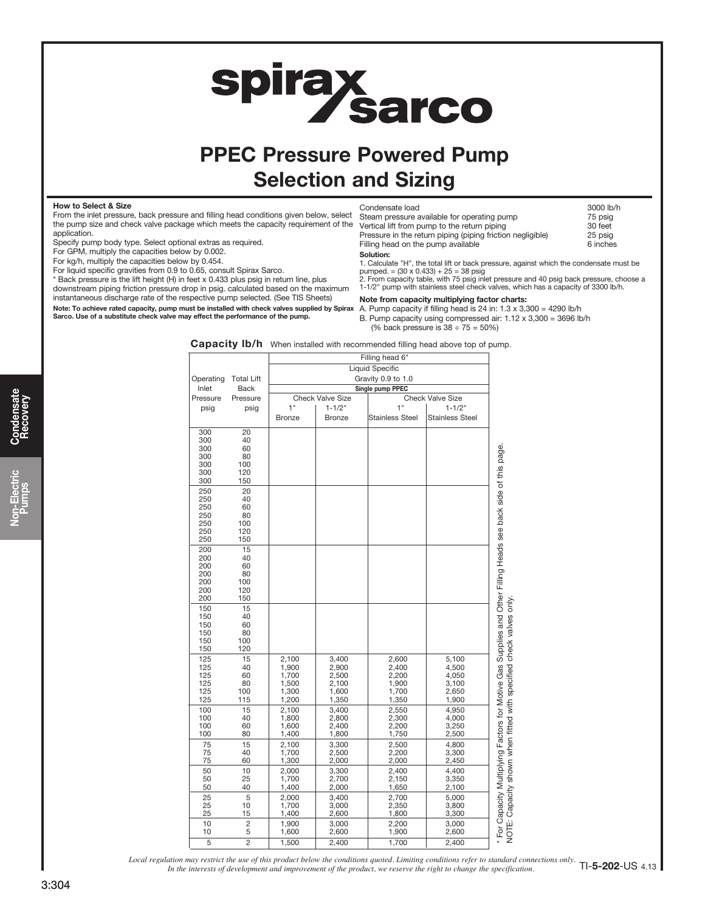# PPEC Pressure Powered Pump Selection and Sizing

**How to Select & Size**

From the inlet pressure, back pressure and filling head conditions given below, select the pump size and check valve package which meets the capacity requirement of the application.

Specify pump body type. Select optional extras as required.

For GPM, multiply the capacities below by 0.002.

For kg/h, multiply the capacities below by 0.454.

For liquid specific gravities from 0.9 to 0.65, consult Spirax Sarco.

* Back pressure is the lift height (H) in feet x 0.433 plus psig in return line, plus downstream piping friction pressure drop in psig. calculated based on the maximum instantaneous discharge rate of the respective pump selected. (See TIS Sheets)

**Note: To achieve rated capacity, pump must be installed with check valves supplied by Spirax Sarco. Use of a substitute check valve may effect the performance of the pump.**

| | |
|---|---|
| Condensate load | 3000 lb/h |
| Steam pressure available for operating pump | 75 psig |
| Vertical lift from pump to the return piping | 30 feet |
| Pressure in the return piping (piping friction negligible) | 25 psig |
| Filling head on the pump available | 6 inches |

**Solution:**

1. Calculate "H", the total lift or back pressure, against which the condensate must be pumped. = (30 x 0.433) + 25 = 38 psig
2. From capacity table, with 75 psig inlet pressure and 40 psig back pressure, choose a 1-1/2" pump with stainless steel check valves, which has a capacity of 3300 lb/h.

**Note from capacity multiplying factor charts:**

A. Pump capacity if filling head is 24 in: 1.3 x 3,300 = 4290 lb/h

B. Pump capacity using compressed air: 1.12 x 3,300 = 3696 lb/h (% back pressure is 38 ÷ 75 = 50%)

**Capacity lb/h** When installed with recommended filling head above top of pump.

| Operating Inlet Pressure psig | Total Lift Back Pressure psig | Filling head 6" Liquid Specific Gravity 0.9 to 1.0 Single pump PPEC | | | |
|---|---|---|---|---|---|
| | | Check Valve Size | | Check Valve Size | |
| | | 1" Bronze | 1-1/2" Bronze | 1" Stainless Steel | 1-1/2" Stainless Steel |
| 300 | 20 | | | | |
| 300 | 40 | | | | |
| 300 | 60 | | | | |
| 300 | 80 | | | | |
| 300 | 100 | | | | |
| 300 | 120 | | | | |
| 300 | 150 | | | | |
| 250 | 20 | | | | |
| 250 | 40 | | | | |
| 250 | 60 | | | | |
| 250 | 80 | | | | |
| 250 | 100 | | | | |
| 250 | 120 | | | | |
| 250 | 150 | | | | |
| 200 | 15 | | | | |
| 200 | 40 | | | | |
| 200 | 60 | | | | |
| 200 | 80 | | | | |
| 200 | 100 | | | | |
| 200 | 120 | | | | |
| 200 | 150 | | | | |
| 150 | 15 | | | | |
| 150 | 40 | | | | |
| 150 | 60 | | | | |
| 150 | 80 | | | | |
| 150 | 100 | | | | |
| 150 | 120 | | | | |
| 125 | 15 | 2,100 | 3,400 | 2,600 | 5,100 |
| 125 | 40 | 1,900 | 2,900 | 2,400 | 4,500 |
| 125 | 60 | 1,700 | 2,500 | 2,200 | 4,050 |
| 125 | 80 | 1,500 | 2,100 | 1,900 | 3,100 |
| 125 | 100 | 1,300 | 1,600 | 1,700 | 2,650 |
| 125 | 115 | 1,200 | 1,350 | 1,350 | 1,900 |
| 100 | 15 | 2,100 | 3,400 | 2,550 | 4,950 |
| 100 | 40 | 1,800 | 2,800 | 2,300 | 4,000 |
| 100 | 60 | 1,600 | 2,400 | 2,200 | 3,250 |
| 100 | 80 | 1,400 | 1,800 | 1,750 | 2,500 |
| 75 | 15 | 2,100 | 3,300 | 2,500 | 4,800 |
| 75 | 40 | 1,700 | 2,500 | 2,200 | 3,300 |
| 75 | 60 | 1,300 | 2,000 | 2,000 | 2,450 |
| 50 | 10 | 2,000 | 3,300 | 2,400 | 4,400 |
| 50 | 25 | 1,700 | 2,700 | 2,150 | 3,350 |
| 50 | 40 | 1,400 | 2,000 | 1,650 | 2,100 |
| 25 | 5 | 2,000 | 3,400 | 2,700 | 5,000 |
| 25 | 10 | 1,700 | 3,000 | 2,350 | 3,800 |
| 25 | 15 | 1,400 | 2,600 | 1,800 | 3,300 |
| 10 | 2 | 1,900 | 3,000 | 2,200 | 3,000 |
| 10 | 5 | 1,600 | 2,600 | 1,900 | 2,600 |
| 5 | 2 | 1,500 | 2,400 | 1,700 | 2,400 |

* For Capacity Multiplying Factors for Motive Gas Supplies and Other Filling Heads see back side of this page.
NOTE: Capacity shown when fitted with specified check valves only.

*Local regulation may restrict the use of this product below the conditions quoted. Limiting conditions refer to standard connections only. In the interests of development and improvement of the product, we reserve the right to change the specification.*

TI-**5-202**-US 4.13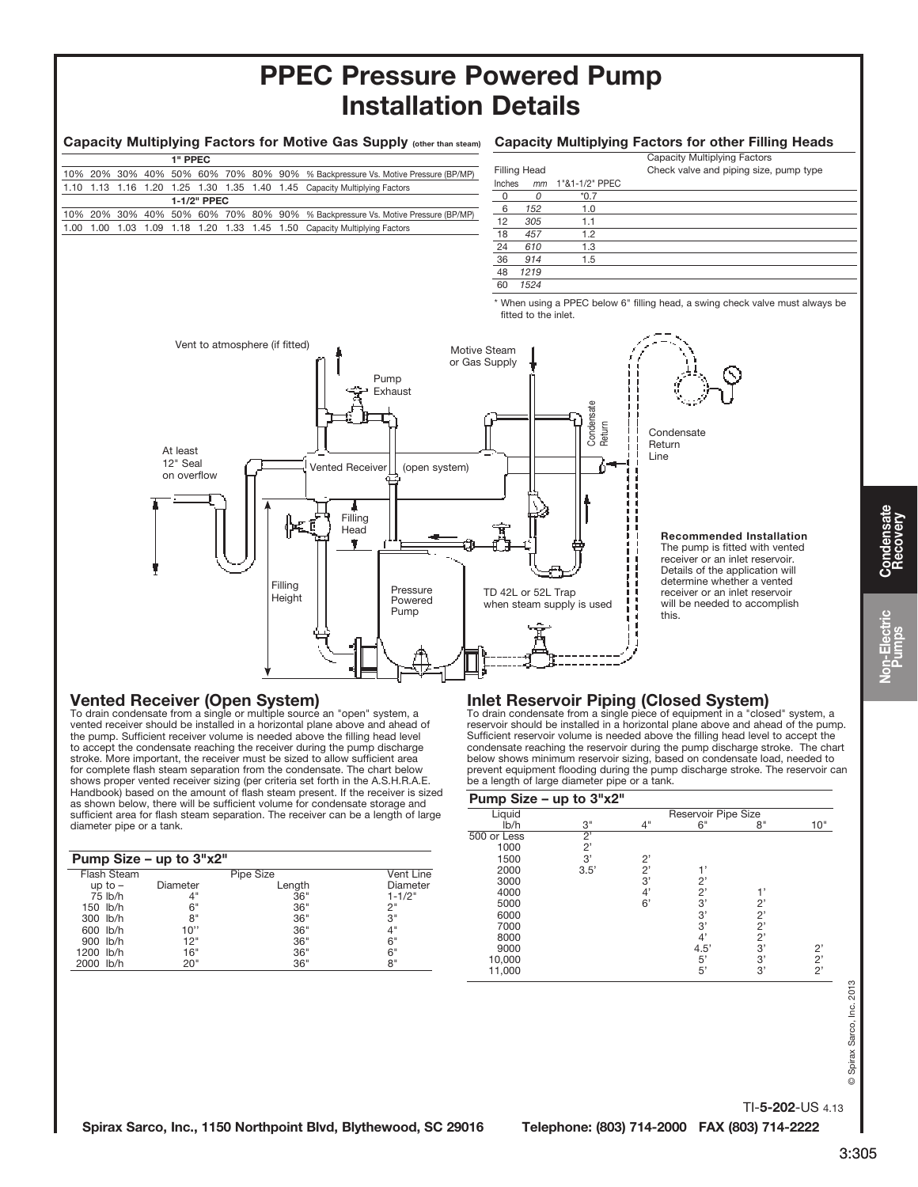# PPEC Pressure Powered Pump Installation Details

### Capacity Multiplying Factors for Motive Gas Supply (other than steam)

**1" PPEC**

| 10% | 20% | 30% | 40% | 50% | 60% | 70% | 80% | 90% | % Backpressure Vs. Motive Pressure (BP/MP) |
|---|---|---|---|---|---|---|---|---|---|
| 1.10 | 1.13 | 1.16 | 1.20 | 1.25 | 1.30 | 1.35 | 1.40 | 1.45 | Capacity Multiplying Factors |

**1-1/2" PPEC**

| 10% | 20% | 30% | 40% | 50% | 60% | 70% | 80% | 90% | % Backpressure Vs. Motive Pressure (BP/MP) |
|---|---|---|---|---|---|---|---|---|---|
| 1.00 | 1.00 | 1.03 | 1.09 | 1.18 | 1.20 | 1.33 | 1.45 | 1.50 | Capacity Multiplying Factors |

### Capacity Multiplying Factors for other Filling Heads

| Filling Head Inches | mm | Capacity Multiplying Factors Check valve and piping size, pump type 1"&1-1/2" PPEC |
|---|---|---|
| 0 | 0 | *0.7 |
| 6 | 152 | 1.0 |
| 12 | 305 | 1.1 |
| 18 | 457 | 1.2 |
| 24 | 610 | 1.3 |
| 36 | 914 | 1.5 |
| 48 | 1219 | |
| 60 | 1524 | |

* When using a PPEC below 6" filling head, a swing check valve must always be fitted to the inlet.

Vent to atmosphere (if fitted)
Pump Exhaust
Motive Steam or Gas Supply
Condensate Return
Condensate Return Line
At least 12" Seal on overflow
Vented Receiver (open system)
Filling Head
Filling Height
Pressure Powered Pump
TD 42L or 52L Trap when steam supply is used

**Recommended Installation**
The pump is fitted with vented receiver or an inlet reservoir. Details of the application will determine whether a vented receiver or an inlet reservoir will be needed to accomplish this.

## Vented Receiver (Open System)

To drain condensate from a single or multiple source an "open" system, a vented receiver should be installed in a horizontal plane above and ahead of the pump. Sufficient receiver volume is needed above the filling head level to accept the condensate reaching the receiver during the pump discharge stroke. More important, the receiver must be sized to allow sufficient area for complete flash steam separation from the condensate. The chart below shows proper vented receiver sizing (per criteria set forth in the A.S.H.R.A.E. Handbook) based on the amount of flash steam present. If the receiver is sized as shown below, there will be sufficient volume for condensate storage and sufficient area for flash steam separation. The receiver can be a length of large diameter pipe or a tank.

**Pump Size – up to 3"x2"**

| Flash Steam up to – | Pipe Size Diameter | Length | Vent Line Diameter |
|---|---|---|---|
| 75 lb/h | 4" | 36" | 1-1/2" |
| 150 lb/h | 6" | 36" | 2" |
| 300 lb/h | 8" | 36" | 3" |
| 600 lb/h | 10'' | 36" | 4" |
| 900 lb/h | 12" | 36" | 6" |
| 1200 lb/h | 16" | 36" | 6" |
| 2000 lb/h | 20" | 36" | 8" |

## Inlet Reservoir Piping (Closed System)

To drain condensate from a single piece of equipment in a "closed" system, a reservoir should be installed in a horizontal plane above and ahead of the pump. Sufficient reservoir volume is needed above the filling head level to accept the condensate reaching the reservoir during the pump discharge stroke. The chart below shows minimum reservoir sizing, based on condensate load, needed to prevent equipment flooding during the pump discharge stroke. The reservoir can be a length of large diameter pipe or a tank.

**Pump Size – up to 3"x2"**

| Liquid lb/h | Reservoir Pipe Size 3" | 4" | 6" | 8" | 10" |
|---|---|---|---|---|---|
| 500 or Less | 2' | | | | |
| 1000 | 2' | | | | |
| 1500 | 3' | 2' | | | |
| 2000 | 3.5' | 2' | 1' | | |
| 3000 | | 3' | 2' | | |
| 4000 | | 4' | 2' | 1' | |
| 5000 | | 6' | 3' | 2' | |
| 6000 | | | 3' | 2' | |
| 7000 | | | 3' | 2' | |
| 8000 | | | 4' | 2' | |
| 9000 | | | 4.5' | 3' | 2' |
| 10,000 | | | 5' | 3' | 2' |
| 11,000 | | | 5' | 3' | 2' |